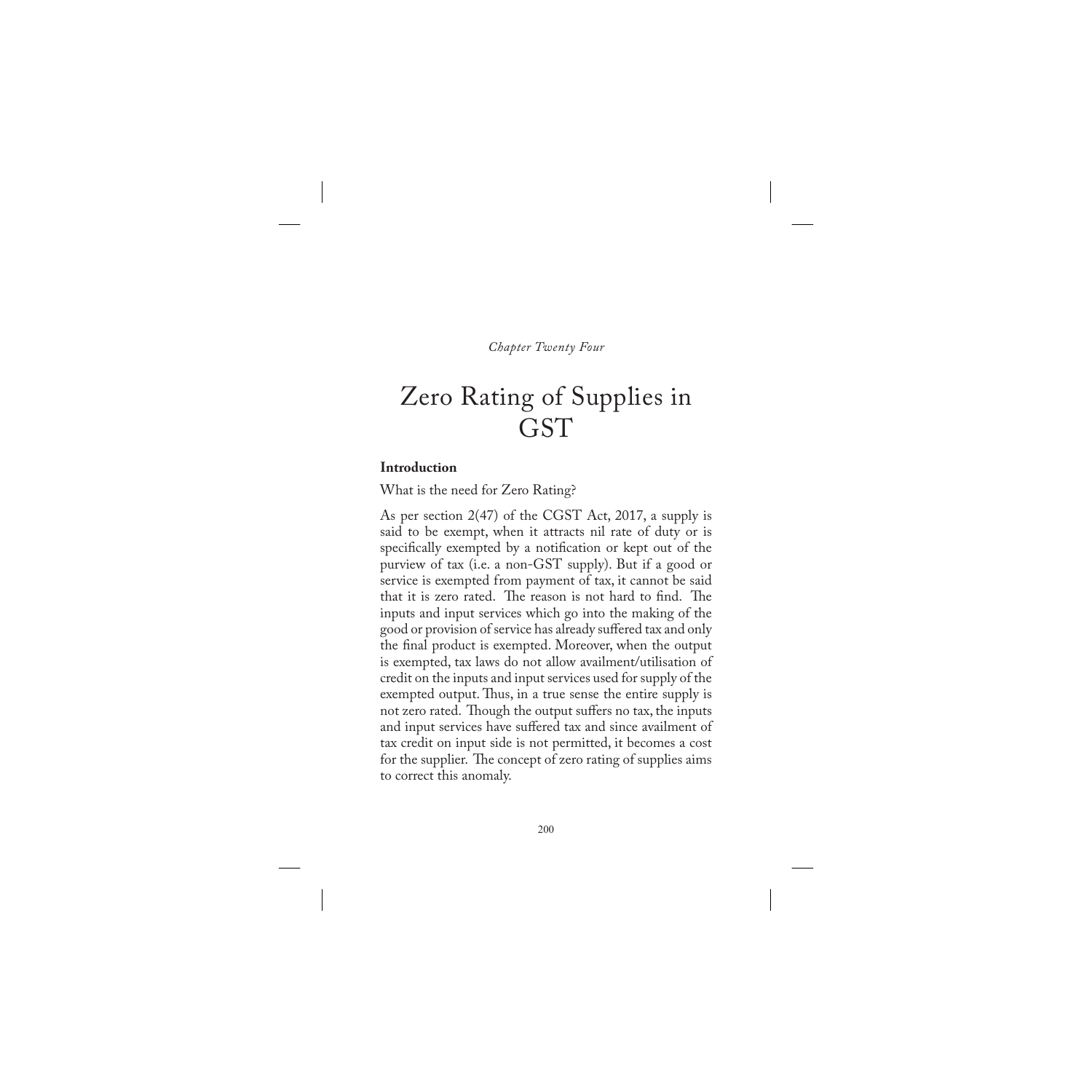*Chapter Twenty Four*

# Zero Rating of Supplies in GST

**Introduction**

What is the need for Zero Rating?

As per section 2(47) of the CGST Act, 2017, a supply is said to be exempt, when it attracts nil rate of duty or is specifically exempted by a notification or kept out of the purview of tax (i.e. a non-GST supply). But if a good or service is exempted from payment of tax, it cannot be said that it is zero rated. The reason is not hard to find. The inputs and input services which go into the making of the good or provision of service has already suffered tax and only the final product is exempted. Moreover, when the output is exempted, tax laws do not allow availment/utilisation of credit on the inputs and input services used for supply of the exempted output. Thus, in a true sense the entire supply is not zero rated. Though the output suffers no tax, the inputs and input services have suffered tax and since availment of tax credit on input side is not permitted, it becomes a cost for the supplier. The concept of zero rating of supplies aims to correct this anomaly.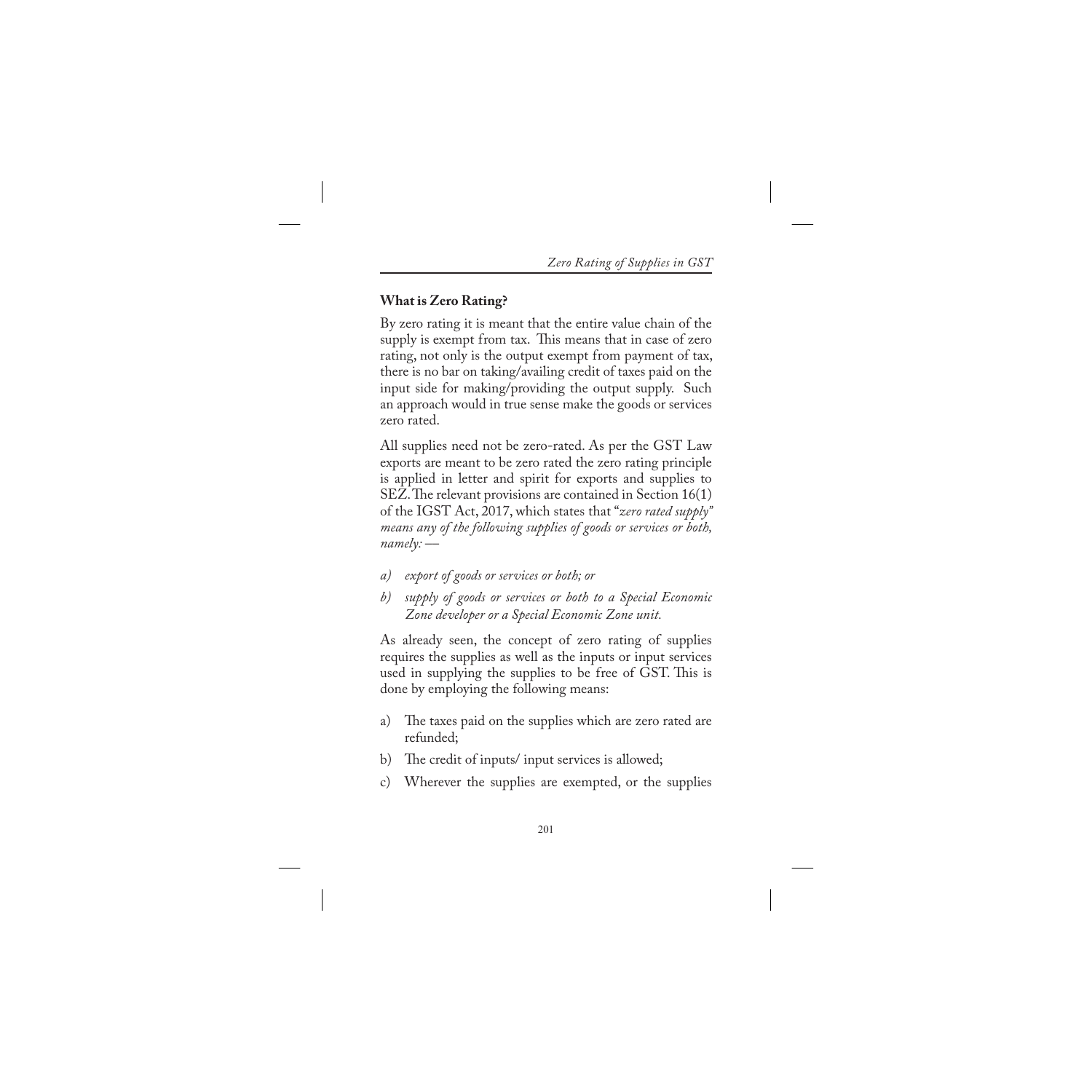## What is Zero Rating?

By zero rating it is meant that the entire value chain of the supply is exempt from tax. This means that in case of zero rating, not only is the output exempt from payment of tax, there is no bar on taking/availing credit of taxes paid on the input side for making/providing the output supply. Such an approach would in true sense make the goods or services zero rated.

All supplies need not be zero-rated. As per the GST Law exports are meant to be zero rated the zero rating principle is applied in letter and spirit for exports and supplies to SEZ. The relevant provisions are contained in Section 16(1) of the IGST Act, 2017, which states that "*zero rated supply*" *means any of the following supplies of goods or services or both, namely:* —

*a) export of goods or services or both; or*

*b) supply of goods or services or both to a Special Economic Zone developer or a Special Economic Zone unit.*

As already seen, the concept of zero rating of supplies requires the supplies as well as the inputs or input services used in supplying the supplies to be free of GST. This is done by employing the following means:

a) The taxes paid on the supplies which are zero rated are refunded;

b) The credit of inputs/ input services is allowed;

c) Wherever the supplies are exempted, or the supplies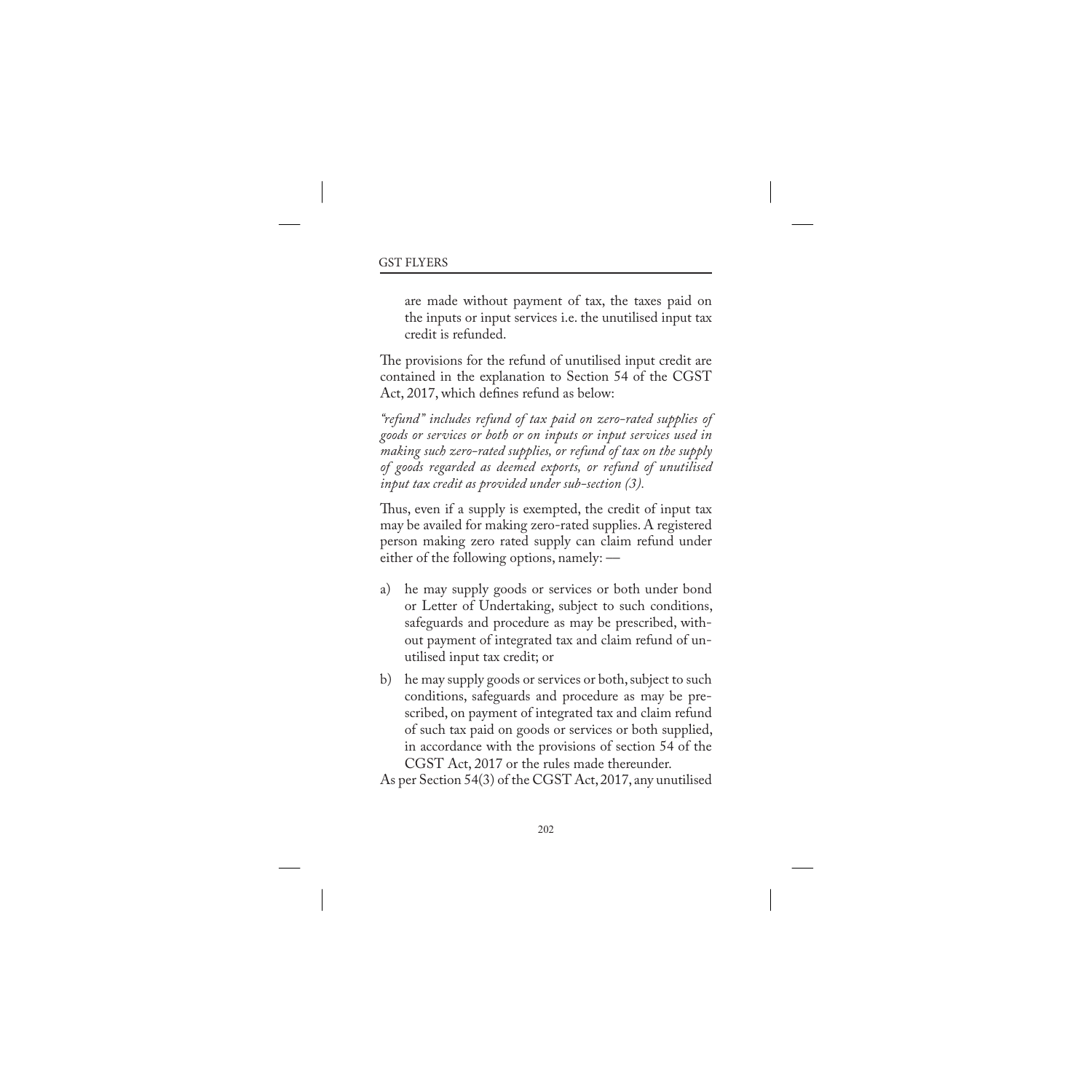are made without payment of tax, the taxes paid on the inputs or input services i.e. the unutilised input tax credit is refunded.

The provisions for the refund of unutilised input credit are contained in the explanation to Section 54 of the CGST Act, 2017, which defines refund as below:

*"refund" includes refund of tax paid on zero-rated supplies of goods or services or both or on inputs or input services used in making such zero-rated supplies, or refund of tax on the supply of goods regarded as deemed exports, or refund of unutilised input tax credit as provided under sub-section (3).*

Thus, even if a supply is exempted, the credit of input tax may be availed for making zero-rated supplies. A registered person making zero rated supply can claim refund under either of the following options, namely: —

a) he may supply goods or services or both under bond or Letter of Undertaking, subject to such conditions, safeguards and procedure as may be prescribed, without payment of integrated tax and claim refund of unutilised input tax credit; or

b) he may supply goods or services or both, subject to such conditions, safeguards and procedure as may be prescribed, on payment of integrated tax and claim refund of such tax paid on goods or services or both supplied, in accordance with the provisions of section 54 of the CGST Act, 2017 or the rules made thereunder.

As per Section 54(3) of the CGST Act, 2017, any unutilised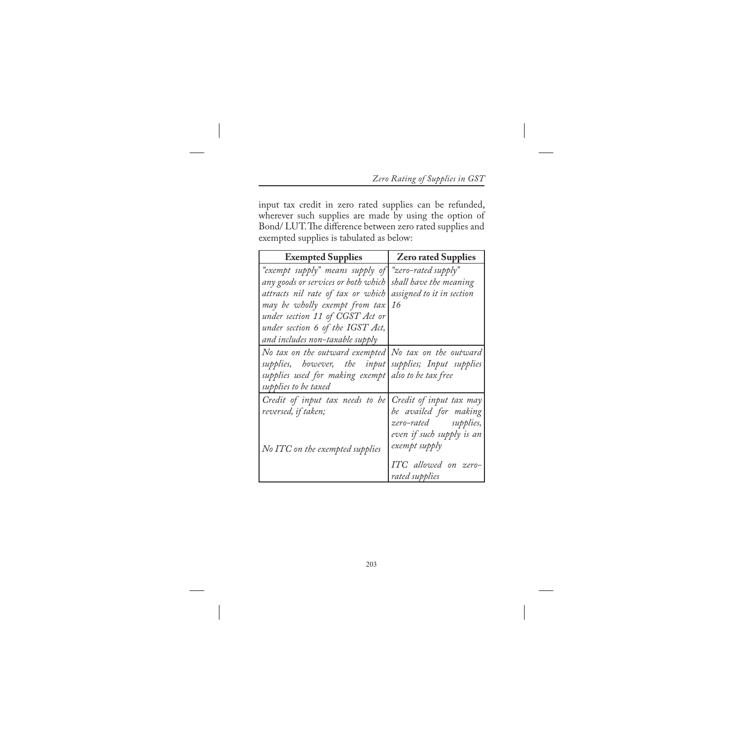input tax credit in zero rated supplies can be refunded, wherever such supplies are made by using the option of Bond/ LUT. The difference between zero rated supplies and exempted supplies is tabulated as below:

| **Exempted Supplies** | **Zero rated Supplies** |
|---|---|
| *"exempt supply" means supply of any goods or services or both which attracts nil rate of tax or which may be wholly exempt from tax under section 11 of CGST Act or under section 6 of the IGST Act, and includes non-taxable supply* | *"zero-rated supply" shall have the meaning assigned to it in section 16* |
| *No tax on the outward exempted supplies, however, the input supplies used for making exempt supplies to be taxed* | *No tax on the outward supplies; Input supplies also to be tax free* |
| *Credit of input tax needs to be reversed, if taken;* | *Credit of input tax may be availed for making zero-rated supplies, even if such supply is an exempt supply* |
| *No ITC on the exempted supplies* | *ITC allowed on zero-rated supplies* |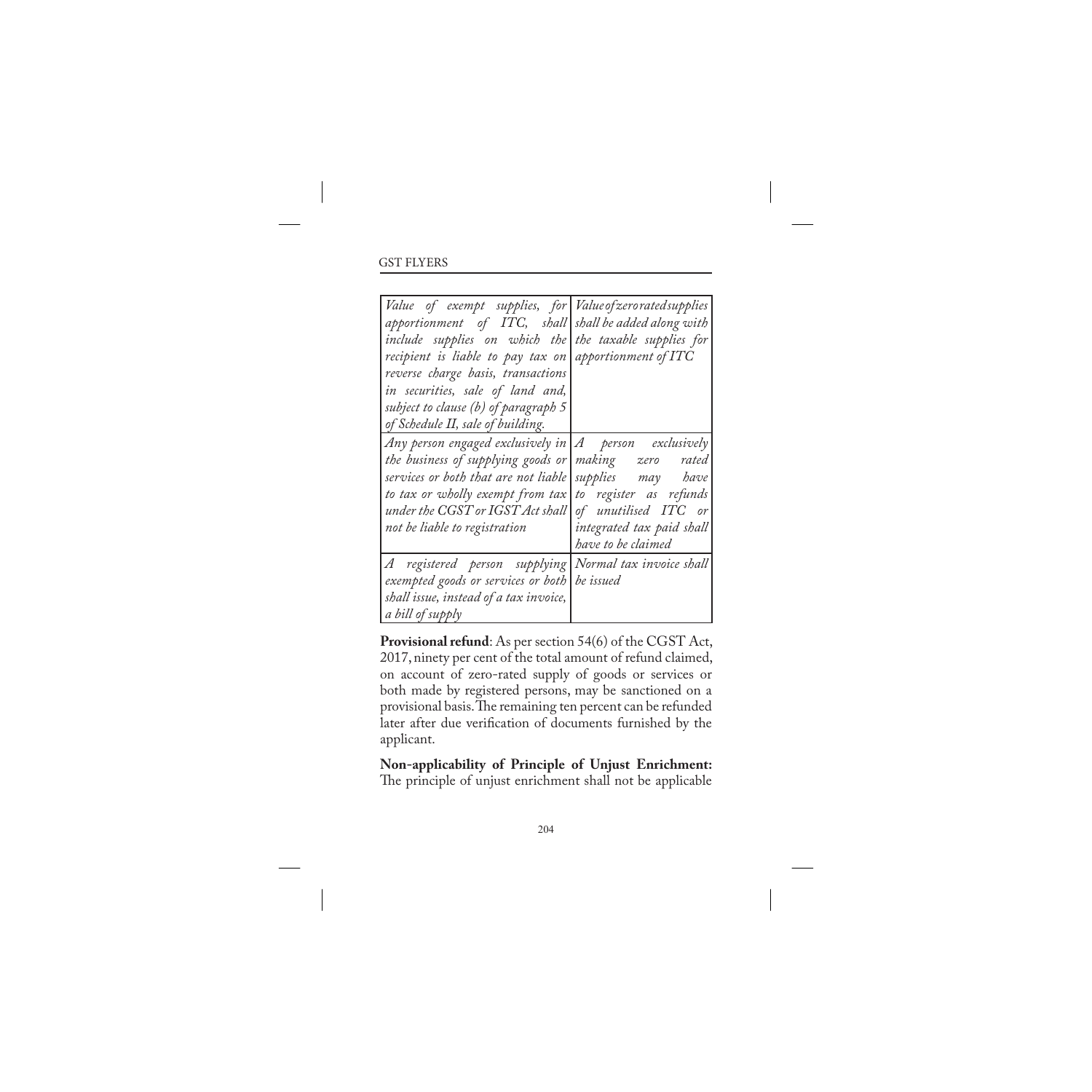| | |
|---|---|
| *Value of exempt supplies, for apportionment of ITC, shall include supplies on which the recipient is liable to pay tax on reverse charge basis, transactions in securities, sale of land and, subject to clause (b) of paragraph 5 of Schedule II, sale of building.* | *Value of zero rated supplies shall be added along with the taxable supplies for apportionment of ITC* |
| *Any person engaged exclusively in the business of supplying goods or services or both that are not liable to tax or wholly exempt from tax under the CGST or IGST Act shall not be liable to registration* | *A person exclusively making zero rated supplies may have to register as refunds of unutilised ITC or integrated tax paid shall have to be claimed* |
| *A registered person supplying exempted goods or services or both shall issue, instead of a tax invoice, a bill of supply* | *Normal tax invoice shall be issued* |

**Provisional refund**: As per section 54(6) of the CGST Act, 2017, ninety per cent of the total amount of refund claimed, on account of zero-rated supply of goods or services or both made by registered persons, may be sanctioned on a provisional basis. The remaining ten percent can be refunded later after due verification of documents furnished by the applicant.

**Non-applicability of Principle of Unjust Enrichment:** The principle of unjust enrichment shall not be applicable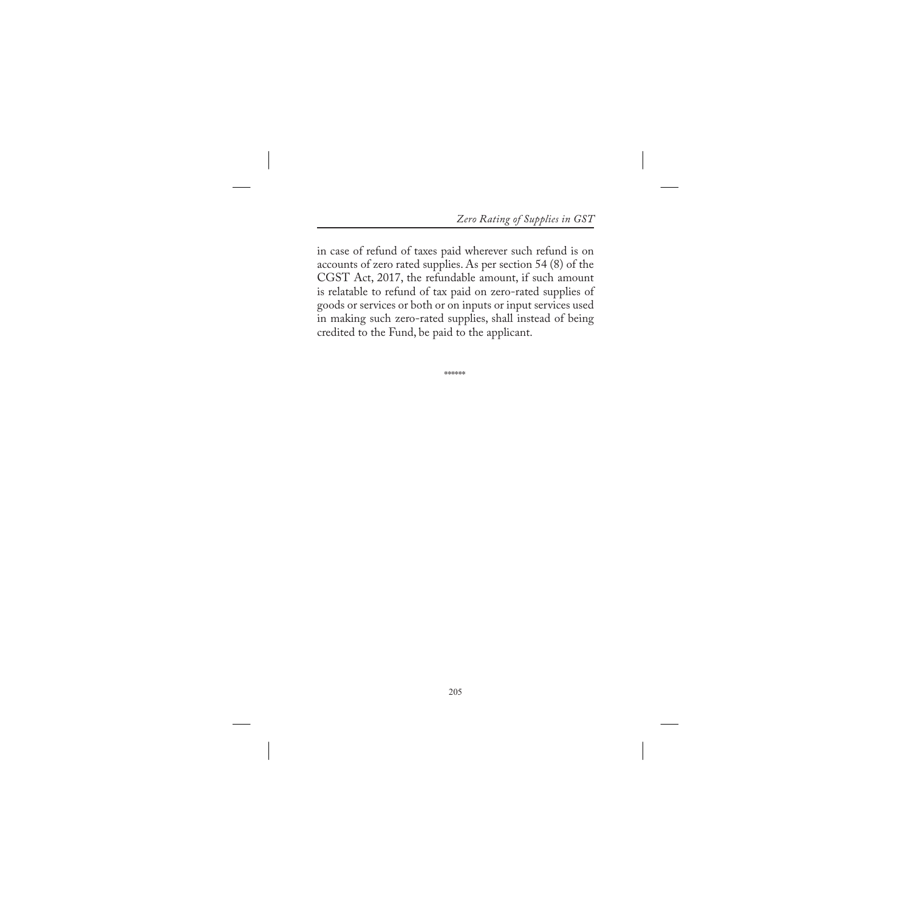in case of refund of taxes paid wherever such refund is on accounts of zero rated supplies. As per section 54 (8) of the CGST Act, 2017, the refundable amount, if such amount is relatable to refund of tax paid on zero-rated supplies of goods or services or both or on inputs or input services used in making such zero-rated supplies, shall instead of being credited to the Fund, be paid to the applicant.

******